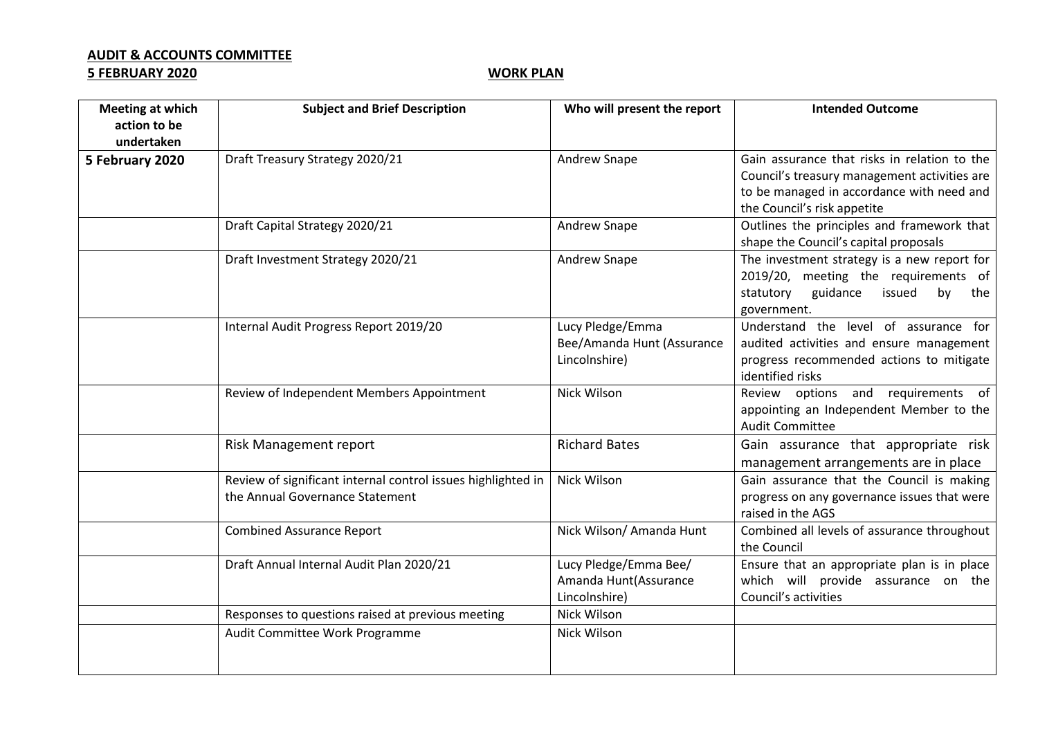**AUDIT & ACCOUNTS COMMITTEE**

**5 FEBRUARY 2020** **WORK PLAN**

| Meeting at which action to be undertaken | Subject and Brief Description | Who will present the report | Intended Outcome |
|---|---|---|---|
| **5 February 2020** | Draft Treasury Strategy 2020/21 | Andrew Snape | Gain assurance that risks in relation to the Council's treasury management activities are to be managed in accordance with need and the Council's risk appetite |
| | Draft Capital Strategy 2020/21 | Andrew Snape | Outlines the principles and framework that shape the Council's capital proposals |
| | Draft Investment Strategy 2020/21 | Andrew Snape | The investment strategy is a new report for 2019/20, meeting the requirements of statutory guidance issued by the government. |
| | Internal Audit Progress Report 2019/20 | Lucy Pledge/Emma Bee/Amanda Hunt (Assurance Lincolnshire) | Understand the level of assurance for audited activities and ensure management progress recommended actions to mitigate identified risks |
| | Review of Independent Members Appointment | Nick Wilson | Review options and requirements of appointing an Independent Member to the Audit Committee |
| | Risk Management report | Richard Bates | Gain assurance that appropriate risk management arrangements are in place |
| | Review of significant internal control issues highlighted in the Annual Governance Statement | Nick Wilson | Gain assurance that the Council is making progress on any governance issues that were raised in the AGS |
| | Combined Assurance Report | Nick Wilson/ Amanda Hunt | Combined all levels of assurance throughout the Council |
| | Draft Annual Internal Audit Plan 2020/21 | Lucy Pledge/Emma Bee/ Amanda Hunt(Assurance Lincolnshire) | Ensure that an appropriate plan is in place which will provide assurance on the Council's activities |
| | Responses to questions raised at previous meeting | Nick Wilson | |
| | Audit Committee Work Programme | Nick Wilson | |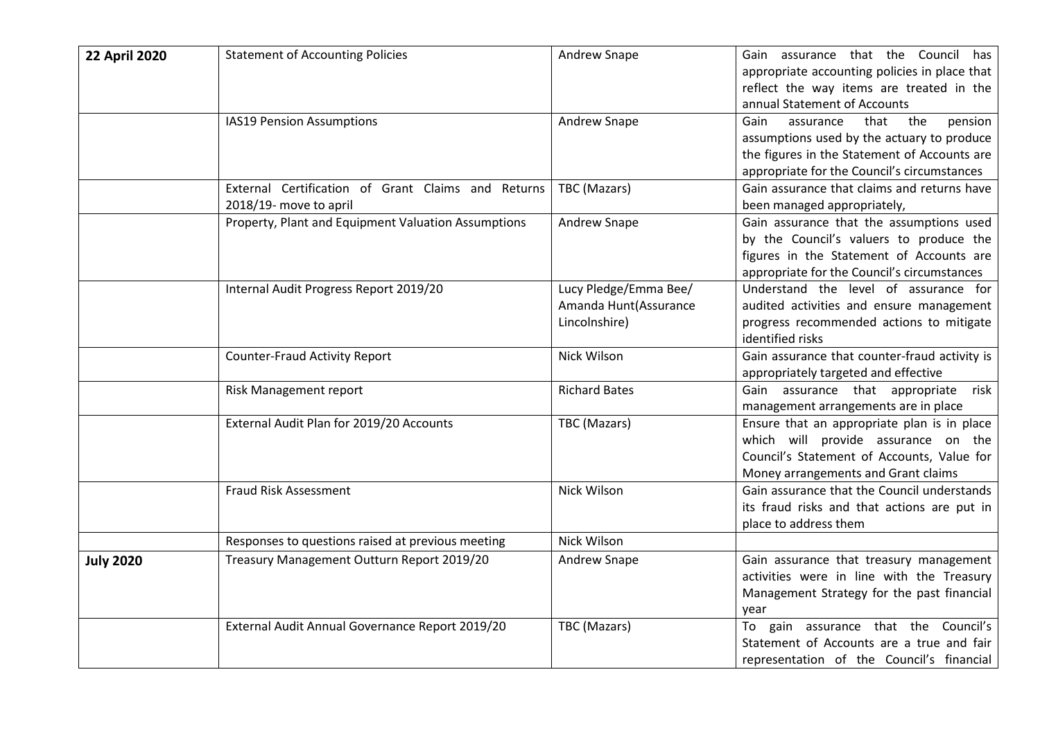| | | | |
|---|---|---|---|
| **22 April 2020** | Statement of Accounting Policies | Andrew Snape | Gain assurance that the Council has appropriate accounting policies in place that reflect the way items are treated in the annual Statement of Accounts |
| | IAS19 Pension Assumptions | Andrew Snape | Gain assurance that the pension assumptions used by the actuary to produce the figures in the Statement of Accounts are appropriate for the Council's circumstances |
| | External Certification of Grant Claims and Returns 2018/19- move to april | TBC (Mazars) | Gain assurance that claims and returns have been managed appropriately, |
| | Property, Plant and Equipment Valuation Assumptions | Andrew Snape | Gain assurance that the assumptions used by the Council's valuers to produce the figures in the Statement of Accounts are appropriate for the Council's circumstances |
| | Internal Audit Progress Report 2019/20 | Lucy Pledge/Emma Bee/ Amanda Hunt(Assurance Lincolnshire) | Understand the level of assurance for audited activities and ensure management progress recommended actions to mitigate identified risks |
| | Counter-Fraud Activity Report | Nick Wilson | Gain assurance that counter-fraud activity is appropriately targeted and effective |
| | Risk Management report | Richard Bates | Gain assurance that appropriate risk management arrangements are in place |
| | External Audit Plan for 2019/20 Accounts | TBC (Mazars) | Ensure that an appropriate plan is in place which will provide assurance on the Council's Statement of Accounts, Value for Money arrangements and Grant claims |
| | Fraud Risk Assessment | Nick Wilson | Gain assurance that the Council understands its fraud risks and that actions are put in place to address them |
| | Responses to questions raised at previous meeting | Nick Wilson | |
| **July 2020** | Treasury Management Outturn Report 2019/20 | Andrew Snape | Gain assurance that treasury management activities were in line with the Treasury Management Strategy for the past financial year |
| | External Audit Annual Governance Report 2019/20 | TBC (Mazars) | To gain assurance that the Council's Statement of Accounts are a true and fair representation of the Council's financial |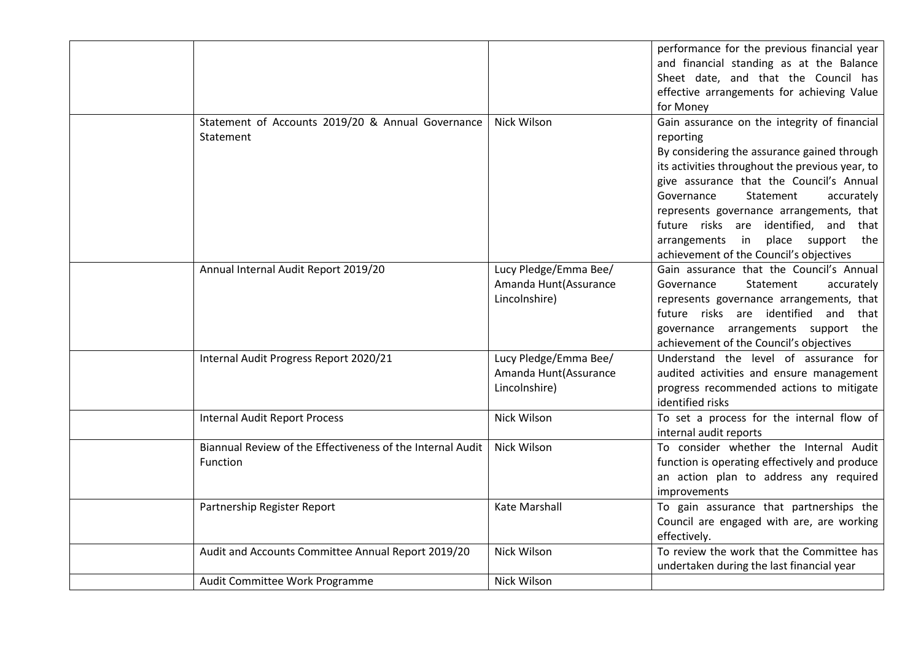| | | | |
|---|---|---|---|
| | | | performance for the previous financial year and financial standing as at the Balance Sheet date, and that the Council has effective arrangements for achieving Value for Money |
| | Statement of Accounts 2019/20 & Annual Governance Statement | Nick Wilson | Gain assurance on the integrity of financial reporting<br>By considering the assurance gained through its activities throughout the previous year, to give assurance that the Council's Annual Governance Statement accurately represents governance arrangements, that future risks are identified, and that arrangements in place support the achievement of the Council's objectives |
| | Annual Internal Audit Report 2019/20 | Lucy Pledge/Emma Bee/ Amanda Hunt(Assurance Lincolnshire) | Gain assurance that the Council's Annual Governance Statement accurately represents governance arrangements, that future risks are identified and that governance arrangements support the achievement of the Council's objectives |
| | Internal Audit Progress Report 2020/21 | Lucy Pledge/Emma Bee/ Amanda Hunt(Assurance Lincolnshire) | Understand the level of assurance for audited activities and ensure management progress recommended actions to mitigate identified risks |
| | Internal Audit Report Process | Nick Wilson | To set a process for the internal flow of internal audit reports |
| | Biannual Review of the Effectiveness of the Internal Audit Function | Nick Wilson | To consider whether the Internal Audit function is operating effectively and produce an action plan to address any required improvements |
| | Partnership Register Report | Kate Marshall | To gain assurance that partnerships the Council are engaged with are, are working effectively. |
| | Audit and Accounts Committee Annual Report 2019/20 | Nick Wilson | To review the work that the Committee has undertaken during the last financial year |
| | Audit Committee Work Programme | Nick Wilson | |